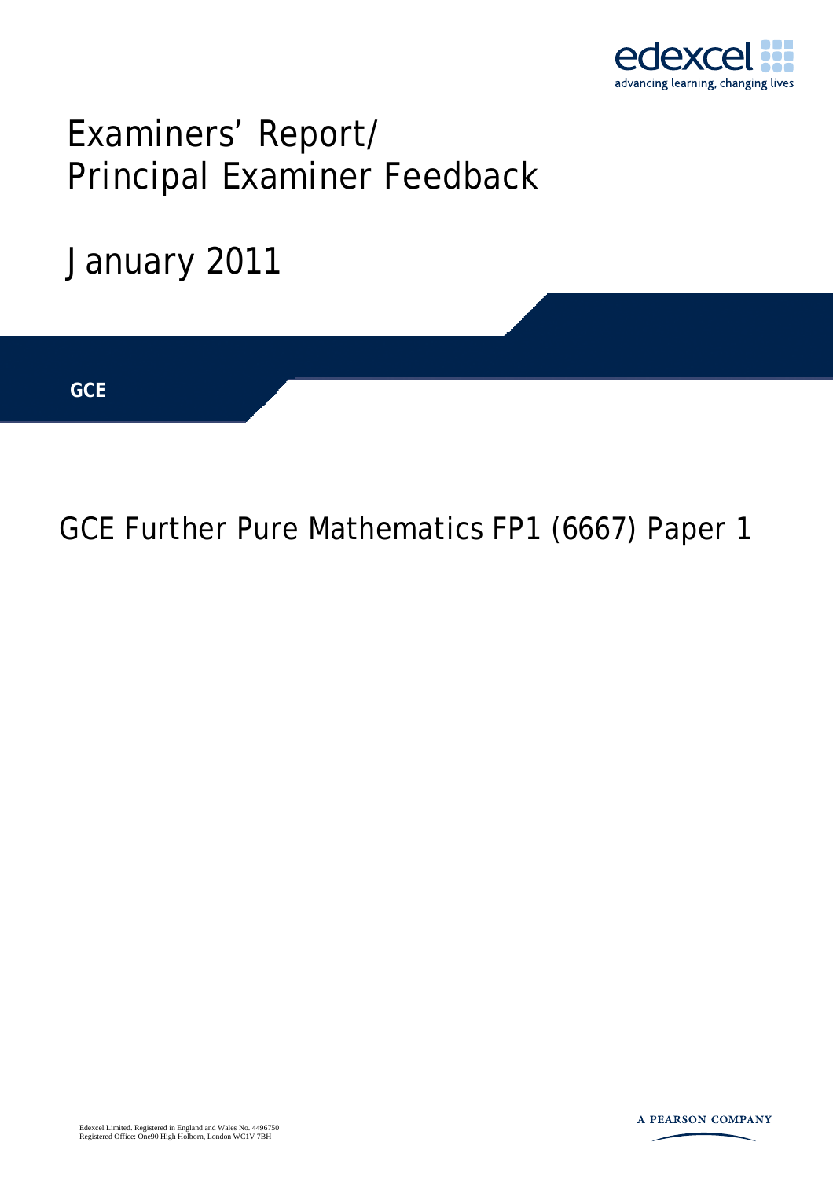edexcel

advancing learning, changing lives

# Examiners' Report/ Principal Examiner Feedback

January 2011

**GCE**

## GCE Further Pure Mathematics FP1 (6667) Paper 1

Edexcel Limited. Registered in England and Wales No. 4496750
Registered Office: One90 High Holborn, London WC1V 7BH

A PEARSON COMPANY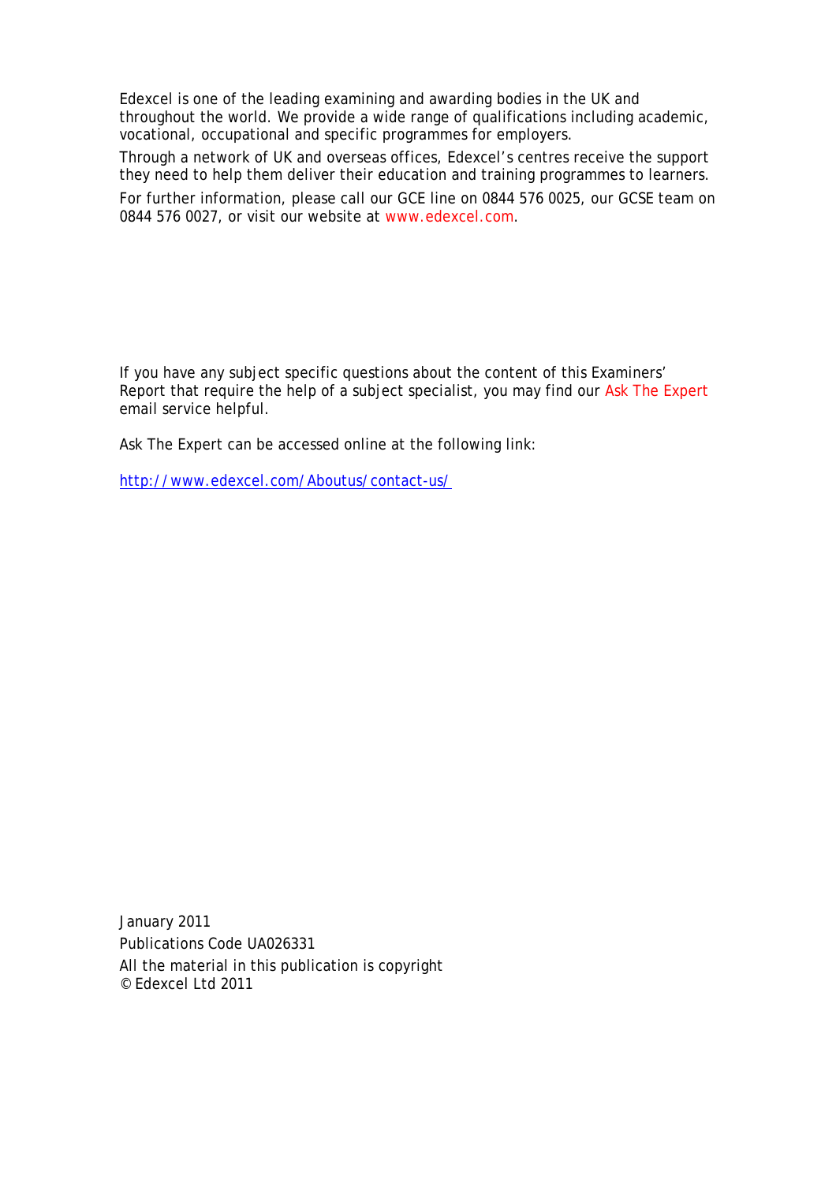Edexcel is one of the leading examining and awarding bodies in the UK and throughout the world. We provide a wide range of qualifications including academic, vocational, occupational and specific programmes for employers.

Through a network of UK and overseas offices, Edexcel's centres receive the support they need to help them deliver their education and training programmes to learners.

For further information, please call our GCE line on 0844 576 0025, our GCSE team on 0844 576 0027, or visit our website at www.edexcel.com.

If you have any subject specific questions about the content of this Examiners' Report that require the help of a subject specialist, you may find our Ask The Expert email service helpful.

Ask The Expert can be accessed online at the following link:

http://www.edexcel.com/Aboutus/contact-us/

January 2011

Publications Code UA026331

All the material in this publication is copyright
© Edexcel Ltd 2011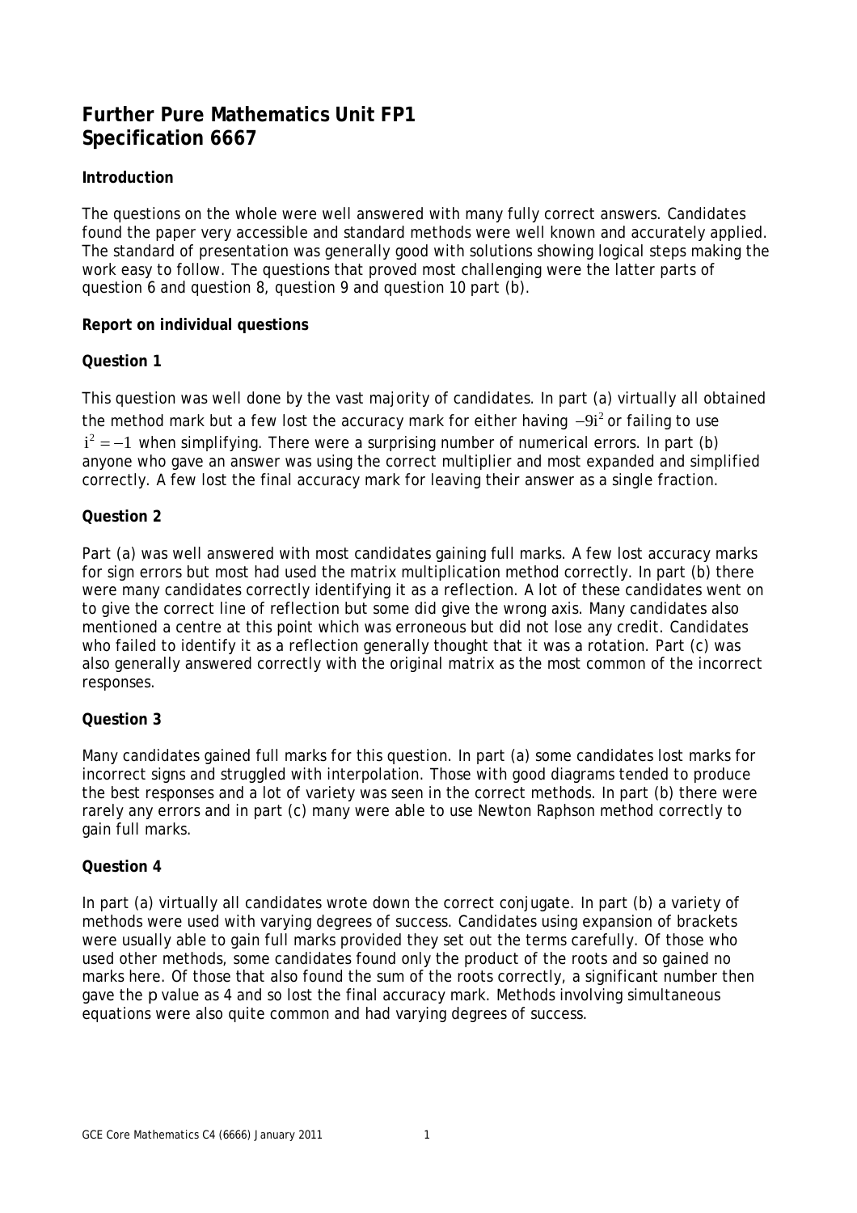# Further Pure Mathematics Unit FP1
# Specification 6667

### Introduction

The questions on the whole were well answered with many fully correct answers. Candidates found the paper very accessible and standard methods were well known and accurately applied. The standard of presentation was generally good with solutions showing logical steps making the work easy to follow. The questions that proved most challenging were the latter parts of question 6 and question 8, question 9 and question 10 part (b).

### Report on individual questions

### Question 1

This question was well done by the vast majority of candidates. In part (a) virtually all obtained the method mark but a few lost the accuracy mark for either having $-9i^2$ or failing to use $i^2 = -1$ when simplifying. There were a surprising number of numerical errors. In part (b) anyone who gave an answer was using the correct multiplier and most expanded and simplified correctly. A few lost the final accuracy mark for leaving their answer as a single fraction.

### Question 2

Part (a) was well answered with most candidates gaining full marks. A few lost accuracy marks for sign errors but most had used the matrix multiplication method correctly. In part (b) there were many candidates correctly identifying it as a reflection. A lot of these candidates went on to give the correct line of reflection but some did give the wrong axis. Many candidates also mentioned a centre at this point which was erroneous but did not lose any credit. Candidates who failed to identify it as a reflection generally thought that it was a rotation. Part (c) was also generally answered correctly with the original matrix as the most common of the incorrect responses.

### Question 3

Many candidates gained full marks for this question. In part (a) some candidates lost marks for incorrect signs and struggled with interpolation. Those with good diagrams tended to produce the best responses and a lot of variety was seen in the correct methods. In part (b) there were rarely any errors and in part (c) many were able to use Newton Raphson method correctly to gain full marks.

### Question 4

In part (a) virtually all candidates wrote down the correct conjugate. In part (b) a variety of methods were used with varying degrees of success. Candidates using expansion of brackets were usually able to gain full marks provided they set out the terms carefully. Of those who used other methods, some candidates found only the product of the roots and so gained no marks here. Of those that also found the sum of the roots correctly, a significant number then gave the $p$ value as 4 and so lost the final accuracy mark. Methods involving simultaneous equations were also quite common and had varying degrees of success.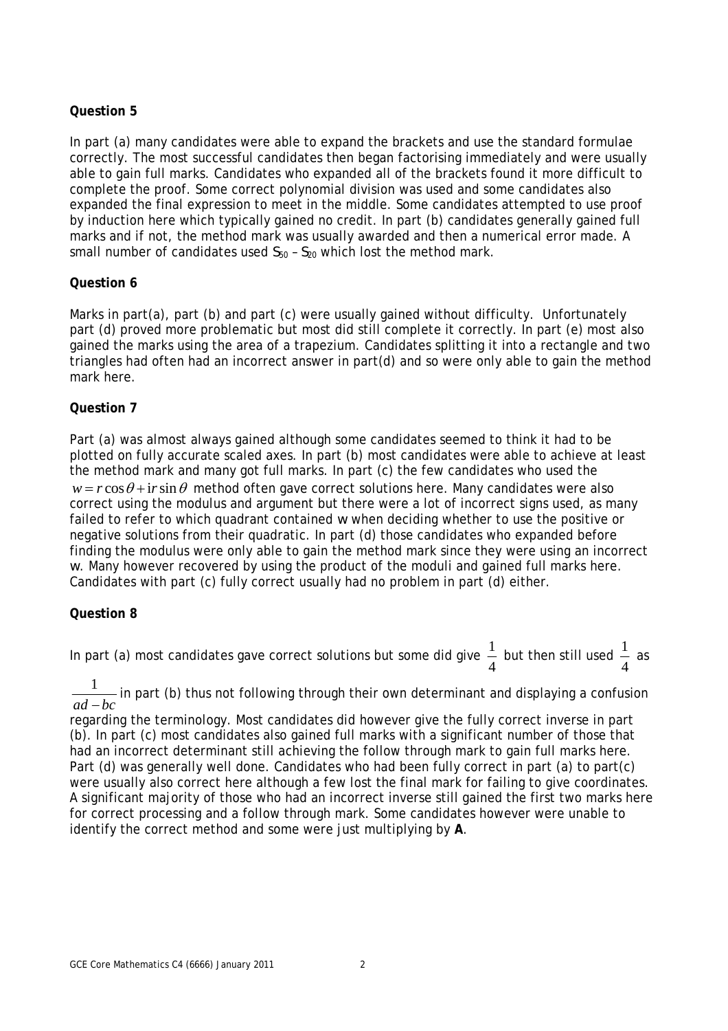**Question 5**

In part (a) many candidates were able to expand the brackets and use the standard formulae correctly. The most successful candidates then began factorising immediately and were usually able to gain full marks. Candidates who expanded all of the brackets found it more difficult to complete the proof. Some correct polynomial division was used and some candidates also expanded the final expression to meet in the middle. Some candidates attempted to use proof by induction here which typically gained no credit. In part (b) candidates generally gained full marks and if not, the method mark was usually awarded and then a numerical error made. A small number of candidates used $S_{50} – S_{20}$ which lost the method mark.

**Question 6**

Marks in part(a), part (b) and part (c) were usually gained without difficulty. Unfortunately part (d) proved more problematic but most did still complete it correctly. In part (e) most also gained the marks using the area of a trapezium. Candidates splitting it into a rectangle and two triangles had often had an incorrect answer in part(d) and so were only able to gain the method mark here.

**Question 7**

Part (a) was almost always gained although some candidates seemed to think it had to be plotted on fully accurate scaled axes. In part (b) most candidates were able to achieve at least the method mark and many got full marks. In part (c) the few candidates who used the $w = r\cos\theta + \mathrm{i}r\sin\theta$ method often gave correct solutions here. Many candidates were also correct using the modulus and argument but there were a lot of incorrect signs used, as many failed to refer to which quadrant contained $w$ when deciding whether to use the positive or negative solutions from their quadratic. In part (d) those candidates who expanded before finding the modulus were only able to gain the method mark since they were using an incorrect $w$. Many however recovered by using the product of the moduli and gained full marks here. Candidates with part (c) fully correct usually had no problem in part (d) either.

**Question 8**

In part (a) most candidates gave correct solutions but some did give $\frac{1}{4}$ but then still used $\frac{1}{4}$ as $\frac{1}{ad-bc}$ in part (b) thus not following through their own determinant and displaying a confusion regarding the terminology. Most candidates did however give the fully correct inverse in part (b). In part (c) most candidates also gained full marks with a significant number of those that had an incorrect determinant still achieving the follow through mark to gain full marks here. Part (d) was generally well done. Candidates who had been fully correct in part (a) to part(c) were usually also correct here although a few lost the final mark for failing to give coordinates. A significant majority of those who had an incorrect inverse still gained the first two marks here for correct processing and a follow through mark. Some candidates however were unable to identify the correct method and some were just multiplying by **A**.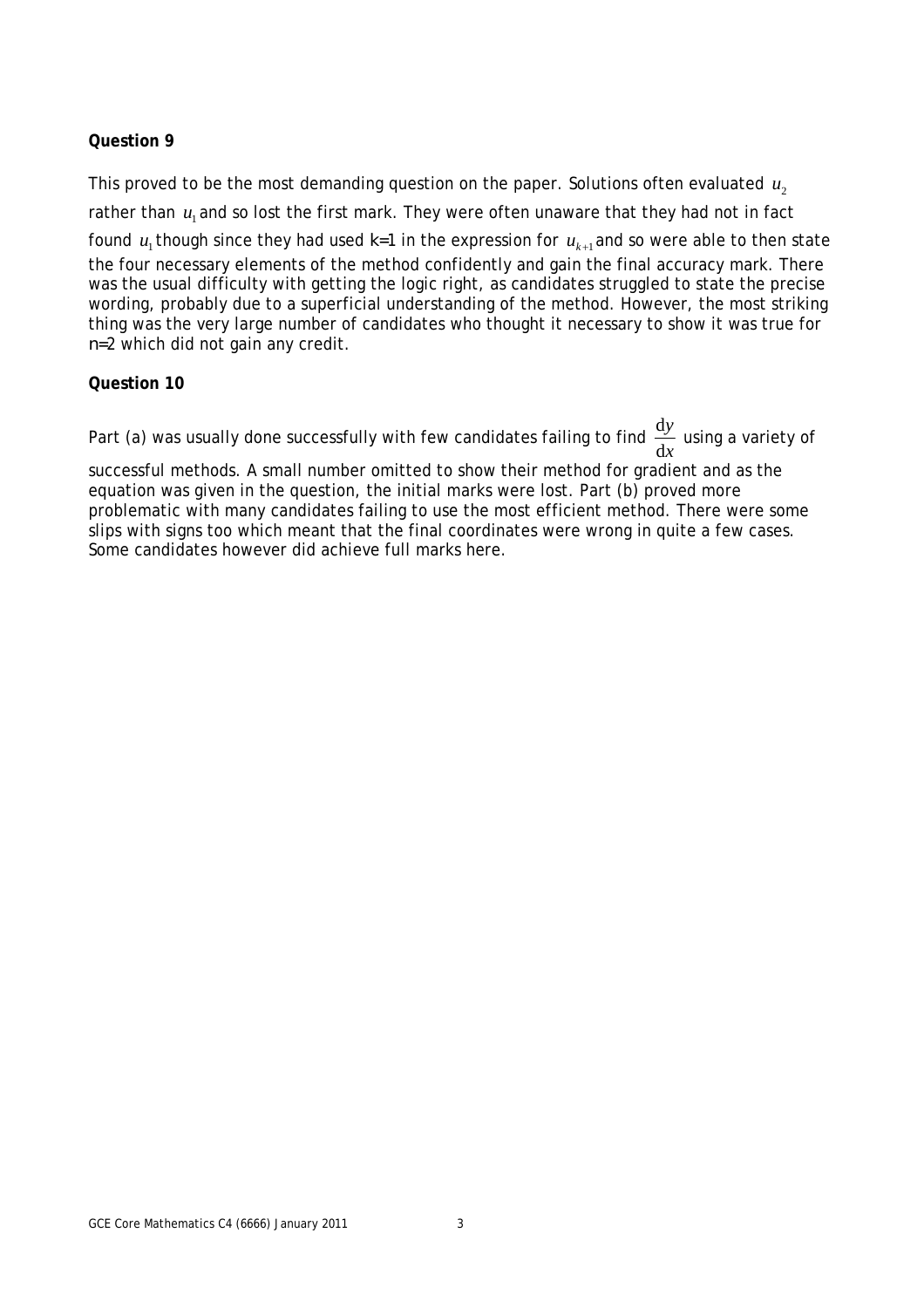**Question 9**

This proved to be the most demanding question on the paper. Solutions often evaluated $u_2$ rather than $u_1$ and so lost the first mark. They were often unaware that they had not in fact found $u_1$ though since they had used $k=1$ in the expression for $u_{k+1}$ and so were able to then state the four necessary elements of the method confidently and gain the final accuracy mark. There was the usual difficulty with getting the logic right, as candidates struggled to state the precise wording, probably due to a superficial understanding of the method. However, the most striking thing was the very large number of candidates who thought it necessary to show it was true for $n=2$ which did not gain any credit.

**Question 10**

Part (a) was usually done successfully with few candidates failing to find $\frac{dy}{dx}$ using a variety of successful methods. A small number omitted to show their method for gradient and as the equation was given in the question, the initial marks were lost. Part (b) proved more problematic with many candidates failing to use the most efficient method. There were some slips with signs too which meant that the final coordinates were wrong in quite a few cases. Some candidates however did achieve full marks here.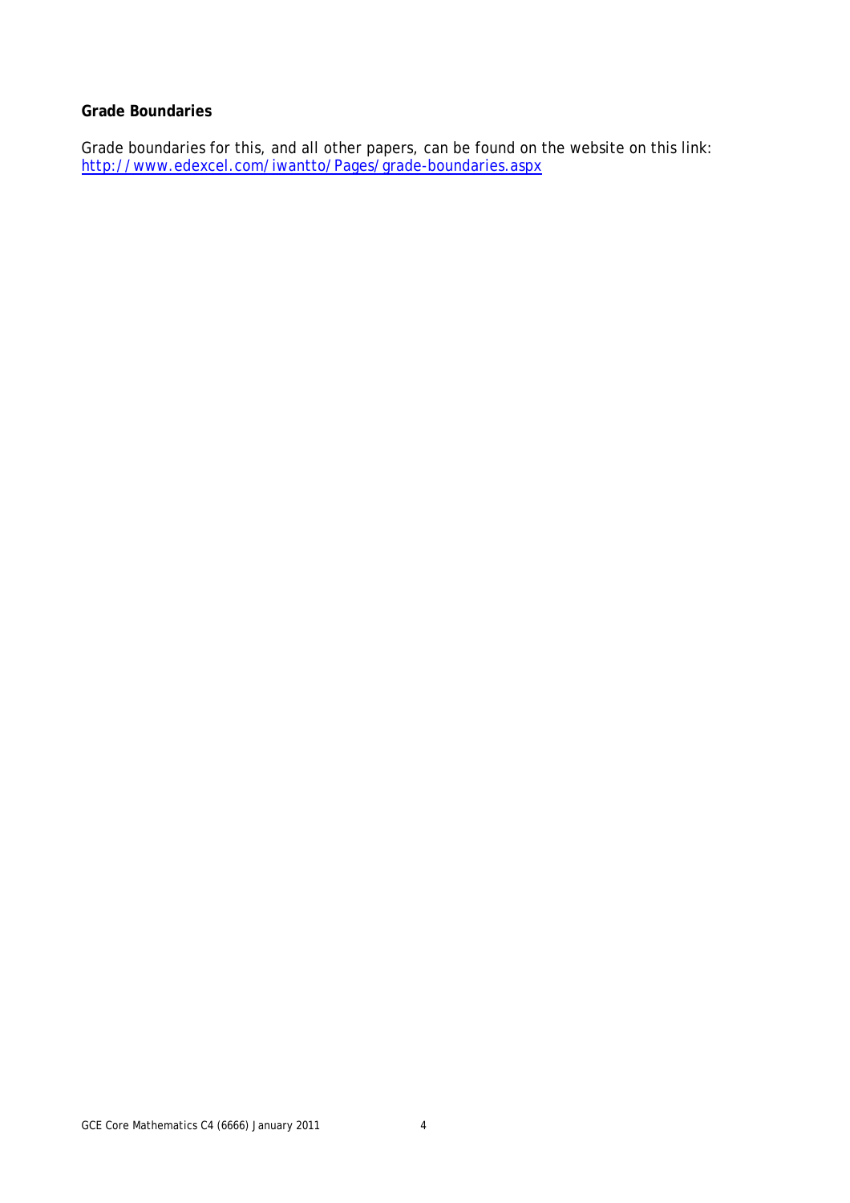**Grade Boundaries**

Grade boundaries for this, and all other papers, can be found on the website on this link:
[http://www.edexcel.com/iwantto/Pages/grade-boundaries.aspx](http://www.edexcel.com/iwantto/Pages/grade-boundaries.aspx)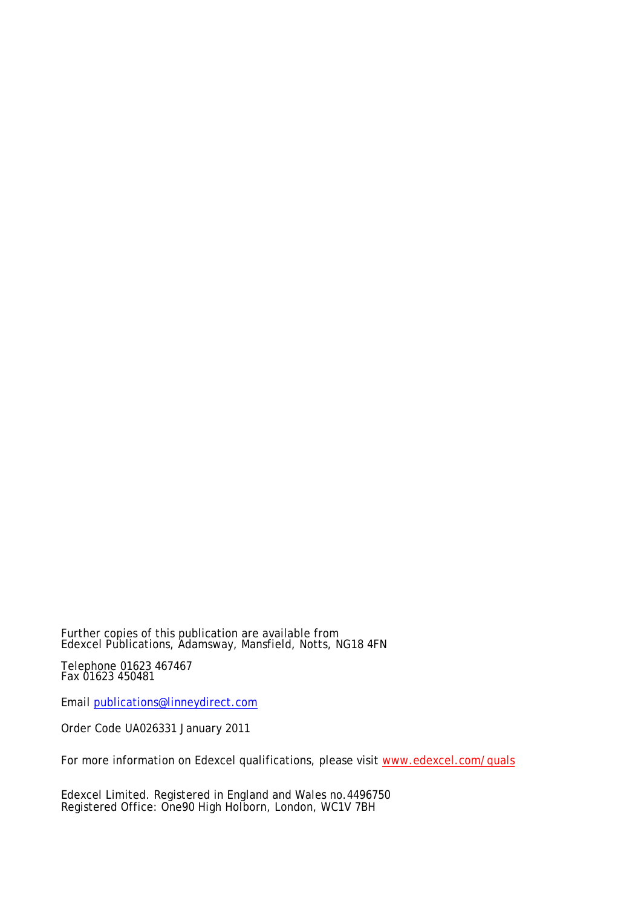Further copies of this publication are available from
Edexcel Publications, Adamsway, Mansfield, Notts, NG18 4FN

Telephone 01623 467467
Fax 01623 450481

Email publications@linneydirect.com

Order Code UA026331 January 2011

For more information on Edexcel qualifications, please visit www.edexcel.com/quals

Edexcel Limited. Registered in England and Wales no.4496750
Registered Office: One90 High Holborn, London, WC1V 7BH